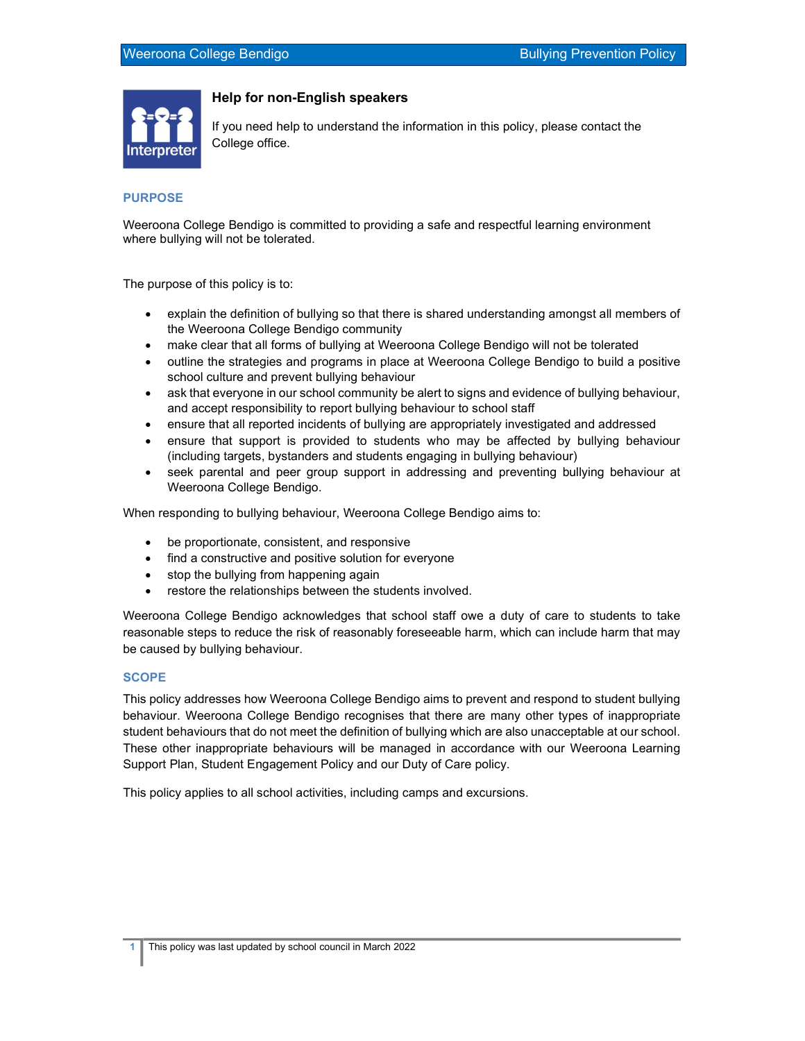## Help for non-English speakers

If you need help to understand the information in this policy, please contact the College office.

## PURPOSE

Weeroona College Bendigo is committed to providing a safe and respectful learning environment where bullying will not be tolerated.

The purpose of this policy is to:

- explain the definition of bullying so that there is shared understanding amongst all members of the Weeroona College Bendigo community
- make clear that all forms of bullying at Weeroona College Bendigo will not be tolerated
- outline the strategies and programs in place at Weeroona College Bendigo to build a positive school culture and prevent bullying behaviour
- ask that everyone in our school community be alert to signs and evidence of bullying behaviour, and accept responsibility to report bullying behaviour to school staff
- ensure that all reported incidents of bullying are appropriately investigated and addressed
- ensure that support is provided to students who may be affected by bullying behaviour (including targets, bystanders and students engaging in bullying behaviour)
- seek parental and peer group support in addressing and preventing bullying behaviour at Weeroona College Bendigo.

When responding to bullying behaviour, Weeroona College Bendigo aims to:

- be proportionate, consistent, and responsive
- find a constructive and positive solution for everyone
- stop the bullying from happening again
- restore the relationships between the students involved.

Weeroona College Bendigo acknowledges that school staff owe a duty of care to students to take reasonable steps to reduce the risk of reasonably foreseeable harm, which can include harm that may be caused by bullying behaviour.

## SCOPE

This policy addresses how Weeroona College Bendigo aims to prevent and respond to student bullying behaviour. Weeroona College Bendigo recognises that there are many other types of inappropriate student behaviours that do not meet the definition of bullying which are also unacceptable at our school. These other inappropriate behaviours will be managed in accordance with our Weeroona Learning Support Plan, Student Engagement Policy and our Duty of Care policy.

This policy applies to all school activities, including camps and excursions.

This policy was last updated by school council in March 2022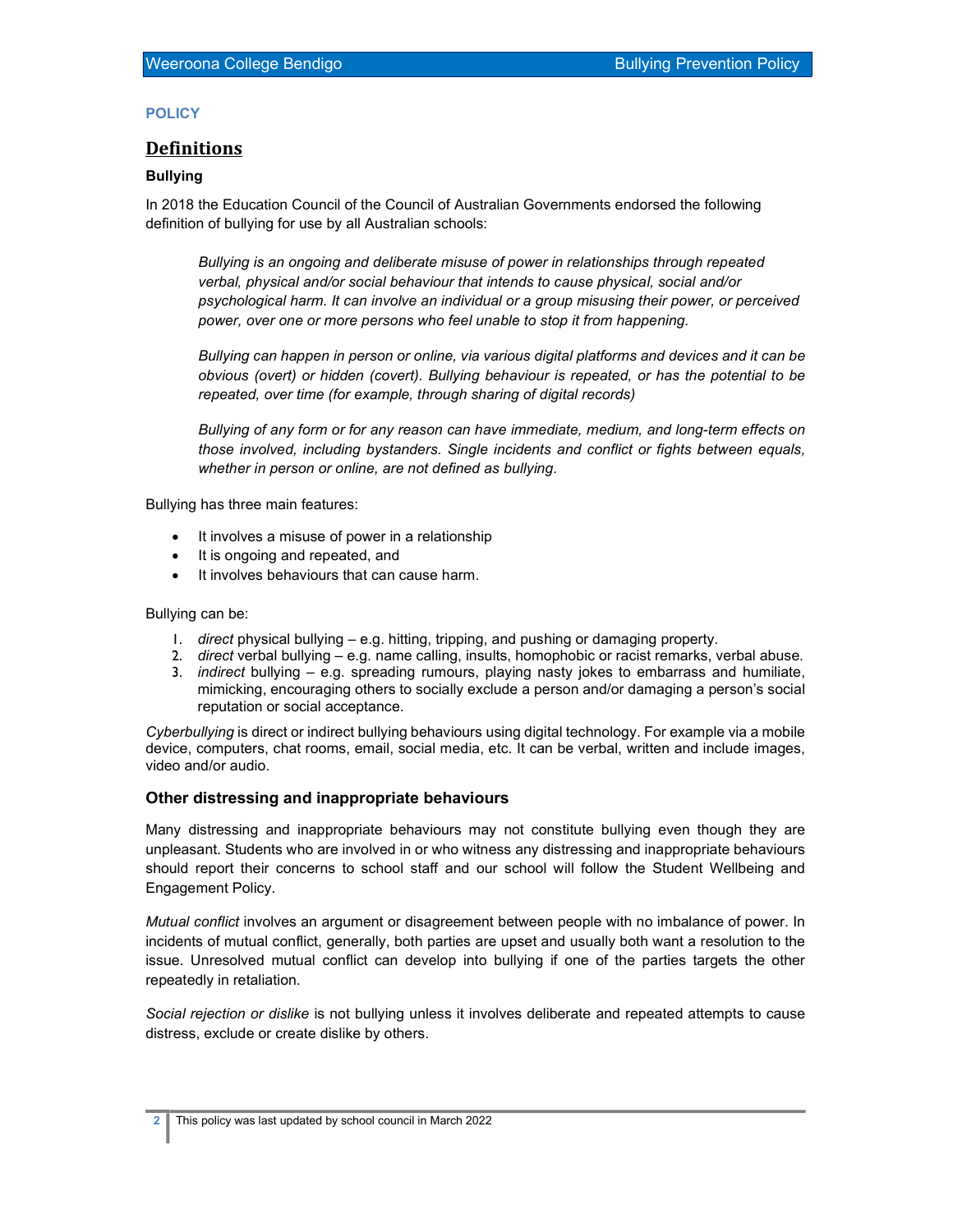**POLICY**

# Definitions

### Bullying

In 2018 the Education Council of the Council of Australian Governments endorsed the following definition of bullying for use by all Australian schools:

> *Bullying is an ongoing and deliberate misuse of power in relationships through repeated verbal, physical and/or social behaviour that intends to cause physical, social and/or psychological harm. It can involve an individual or a group misusing their power, or perceived power, over one or more persons who feel unable to stop it from happening.*
>
> *Bullying can happen in person or online, via various digital platforms and devices and it can be obvious (overt) or hidden (covert). Bullying behaviour is repeated, or has the potential to be repeated, over time (for example, through sharing of digital records)*
>
> *Bullying of any form or for any reason can have immediate, medium, and long-term effects on those involved, including bystanders. Single incidents and conflict or fights between equals, whether in person or online, are not defined as bullying.*

Bullying has three main features:

- It involves a misuse of power in a relationship
- It is ongoing and repeated, and
- It involves behaviours that can cause harm.

Bullying can be:

1. *direct* physical bullying – e.g. hitting, tripping, and pushing or damaging property.
2. *direct* verbal bullying – e.g. name calling, insults, homophobic or racist remarks, verbal abuse.
3. *indirect* bullying – e.g. spreading rumours, playing nasty jokes to embarrass and humiliate, mimicking, encouraging others to socially exclude a person and/or damaging a person's social reputation or social acceptance.

*Cyberbullying* is direct or indirect bullying behaviours using digital technology. For example via a mobile device, computers, chat rooms, email, social media, etc. It can be verbal, written and include images, video and/or audio.

### Other distressing and inappropriate behaviours

Many distressing and inappropriate behaviours may not constitute bullying even though they are unpleasant. Students who are involved in or who witness any distressing and inappropriate behaviours should report their concerns to school staff and our school will follow the Student Wellbeing and Engagement Policy.

*Mutual conflict* involves an argument or disagreement between people with no imbalance of power. In incidents of mutual conflict, generally, both parties are upset and usually both want a resolution to the issue. Unresolved mutual conflict can develop into bullying if one of the parties targets the other repeatedly in retaliation.

*Social rejection or dislike* is not bullying unless it involves deliberate and repeated attempts to cause distress, exclude or create dislike by others.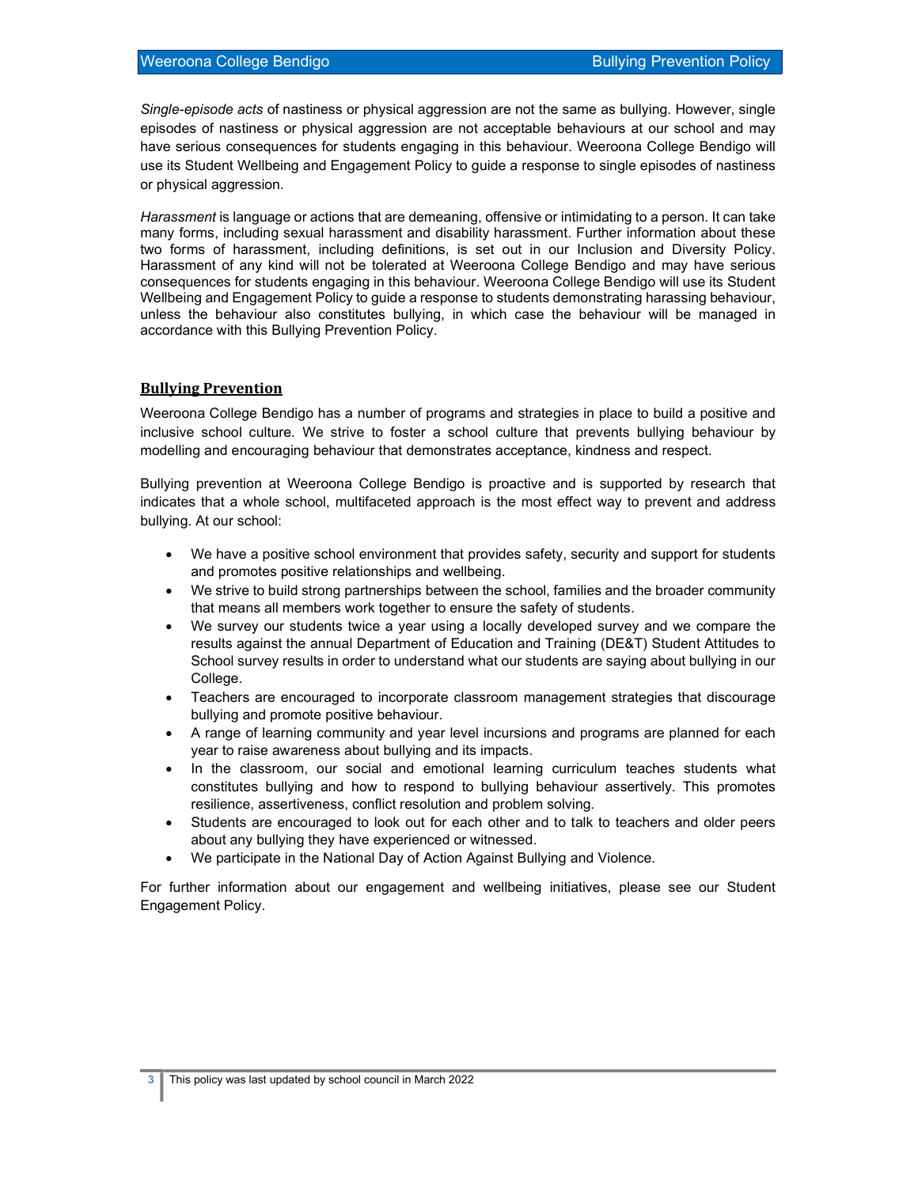*Single-episode acts* of nastiness or physical aggression are not the same as bullying. However, single episodes of nastiness or physical aggression are not acceptable behaviours at our school and may have serious consequences for students engaging in this behaviour. Weeroona College Bendigo will use its Student Wellbeing and Engagement Policy to guide a response to single episodes of nastiness or physical aggression.

*Harassment* is language or actions that are demeaning, offensive or intimidating to a person. It can take many forms, including sexual harassment and disability harassment. Further information about these two forms of harassment, including definitions, is set out in our Inclusion and Diversity Policy. Harassment of any kind will not be tolerated at Weeroona College Bendigo and may have serious consequences for students engaging in this behaviour. Weeroona College Bendigo will use its Student Wellbeing and Engagement Policy to guide a response to students demonstrating harassing behaviour, unless the behaviour also constitutes bullying, in which case the behaviour will be managed in accordance with this Bullying Prevention Policy.

## Bullying Prevention

Weeroona College Bendigo has a number of programs and strategies in place to build a positive and inclusive school culture. We strive to foster a school culture that prevents bullying behaviour by modelling and encouraging behaviour that demonstrates acceptance, kindness and respect.

Bullying prevention at Weeroona College Bendigo is proactive and is supported by research that indicates that a whole school, multifaceted approach is the most effect way to prevent and address bullying. At our school:

- We have a positive school environment that provides safety, security and support for students and promotes positive relationships and wellbeing.
- We strive to build strong partnerships between the school, families and the broader community that means all members work together to ensure the safety of students.
- We survey our students twice a year using a locally developed survey and we compare the results against the annual Department of Education and Training (DE&T) Student Attitudes to School survey results in order to understand what our students are saying about bullying in our College.
- Teachers are encouraged to incorporate classroom management strategies that discourage bullying and promote positive behaviour.
- A range of learning community and year level incursions and programs are planned for each year to raise awareness about bullying and its impacts.
- In the classroom, our social and emotional learning curriculum teaches students what constitutes bullying and how to respond to bullying behaviour assertively. This promotes resilience, assertiveness, conflict resolution and problem solving.
- Students are encouraged to look out for each other and to talk to teachers and older peers about any bullying they have experienced or witnessed.
- We participate in the National Day of Action Against Bullying and Violence.

For further information about our engagement and wellbeing initiatives, please see our Student Engagement Policy.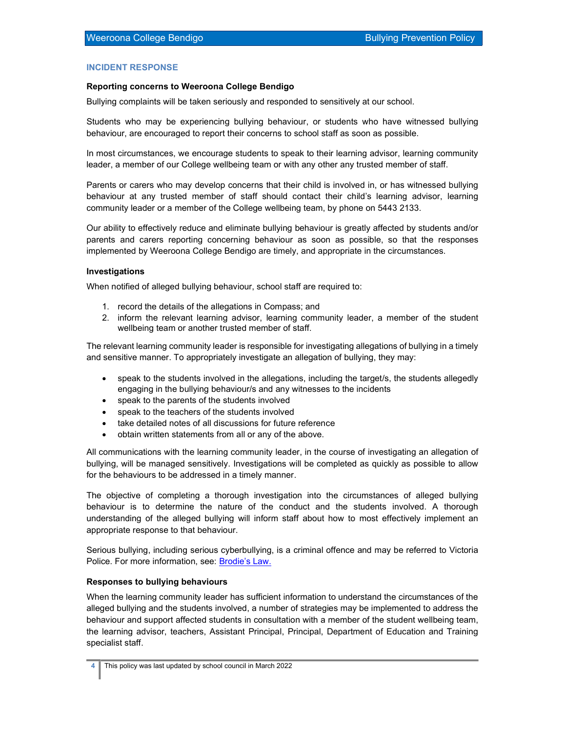## INCIDENT RESPONSE

### Reporting concerns to Weeroona College Bendigo

Bullying complaints will be taken seriously and responded to sensitively at our school.

Students who may be experiencing bullying behaviour, or students who have witnessed bullying behaviour, are encouraged to report their concerns to school staff as soon as possible.

In most circumstances, we encourage students to speak to their learning advisor, learning community leader, a member of our College wellbeing team or with any other any trusted member of staff.

Parents or carers who may develop concerns that their child is involved in, or has witnessed bullying behaviour at any trusted member of staff should contact their child's learning advisor, learning community leader or a member of the College wellbeing team, by phone on 5443 2133.

Our ability to effectively reduce and eliminate bullying behaviour is greatly affected by students and/or parents and carers reporting concerning behaviour as soon as possible, so that the responses implemented by Weeroona College Bendigo are timely, and appropriate in the circumstances.

### Investigations

When notified of alleged bullying behaviour, school staff are required to:

1. record the details of the allegations in Compass; and
2. inform the relevant learning advisor, learning community leader, a member of the student wellbeing team or another trusted member of staff.

The relevant learning community leader is responsible for investigating allegations of bullying in a timely and sensitive manner. To appropriately investigate an allegation of bullying, they may:

- speak to the students involved in the allegations, including the target/s, the students allegedly engaging in the bullying behaviour/s and any witnesses to the incidents
- speak to the parents of the students involved
- speak to the teachers of the students involved
- take detailed notes of all discussions for future reference
- obtain written statements from all or any of the above.

All communications with the learning community leader, in the course of investigating an allegation of bullying, will be managed sensitively. Investigations will be completed as quickly as possible to allow for the behaviours to be addressed in a timely manner.

The objective of completing a thorough investigation into the circumstances of alleged bullying behaviour is to determine the nature of the conduct and the students involved. A thorough understanding of the alleged bullying will inform staff about how to most effectively implement an appropriate response to that behaviour.

Serious bullying, including serious cyberbullying, is a criminal offence and may be referred to Victoria Police. For more information, see: Brodie's Law.

### Responses to bullying behaviours

When the learning community leader has sufficient information to understand the circumstances of the alleged bullying and the students involved, a number of strategies may be implemented to address the behaviour and support affected students in consultation with a member of the student wellbeing team, the learning advisor, teachers, Assistant Principal, Principal, Department of Education and Training specialist staff.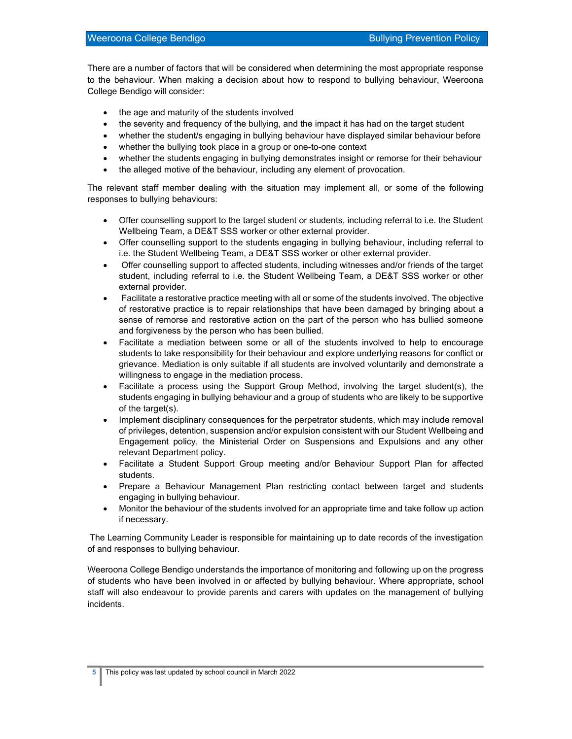There are a number of factors that will be considered when determining the most appropriate response to the behaviour. When making a decision about how to respond to bullying behaviour, Weeroona College Bendigo will consider:

- the age and maturity of the students involved
- the severity and frequency of the bullying, and the impact it has had on the target student
- whether the student/s engaging in bullying behaviour have displayed similar behaviour before
- whether the bullying took place in a group or one-to-one context
- whether the students engaging in bullying demonstrates insight or remorse for their behaviour
- the alleged motive of the behaviour, including any element of provocation.

The relevant staff member dealing with the situation may implement all, or some of the following responses to bullying behaviours:

- Offer counselling support to the target student or students, including referral to i.e. the Student Wellbeing Team, a DE&T SSS worker or other external provider.
- Offer counselling support to the students engaging in bullying behaviour, including referral to i.e. the Student Wellbeing Team, a DE&T SSS worker or other external provider.
- Offer counselling support to affected students, including witnesses and/or friends of the target student, including referral to i.e. the Student Wellbeing Team, a DE&T SSS worker or other external provider.
- Facilitate a restorative practice meeting with all or some of the students involved. The objective of restorative practice is to repair relationships that have been damaged by bringing about a sense of remorse and restorative action on the part of the person who has bullied someone and forgiveness by the person who has been bullied.
- Facilitate a mediation between some or all of the students involved to help to encourage students to take responsibility for their behaviour and explore underlying reasons for conflict or grievance. Mediation is only suitable if all students are involved voluntarily and demonstrate a willingness to engage in the mediation process.
- Facilitate a process using the Support Group Method, involving the target student(s), the students engaging in bullying behaviour and a group of students who are likely to be supportive of the target(s).
- Implement disciplinary consequences for the perpetrator students, which may include removal of privileges, detention, suspension and/or expulsion consistent with our Student Wellbeing and Engagement policy, the Ministerial Order on Suspensions and Expulsions and any other relevant Department policy.
- Facilitate a Student Support Group meeting and/or Behaviour Support Plan for affected students.
- Prepare a Behaviour Management Plan restricting contact between target and students engaging in bullying behaviour.
- Monitor the behaviour of the students involved for an appropriate time and take follow up action if necessary.

The Learning Community Leader is responsible for maintaining up to date records of the investigation of and responses to bullying behaviour.

Weeroona College Bendigo understands the importance of monitoring and following up on the progress of students who have been involved in or affected by bullying behaviour. Where appropriate, school staff will also endeavour to provide parents and carers with updates on the management of bullying incidents.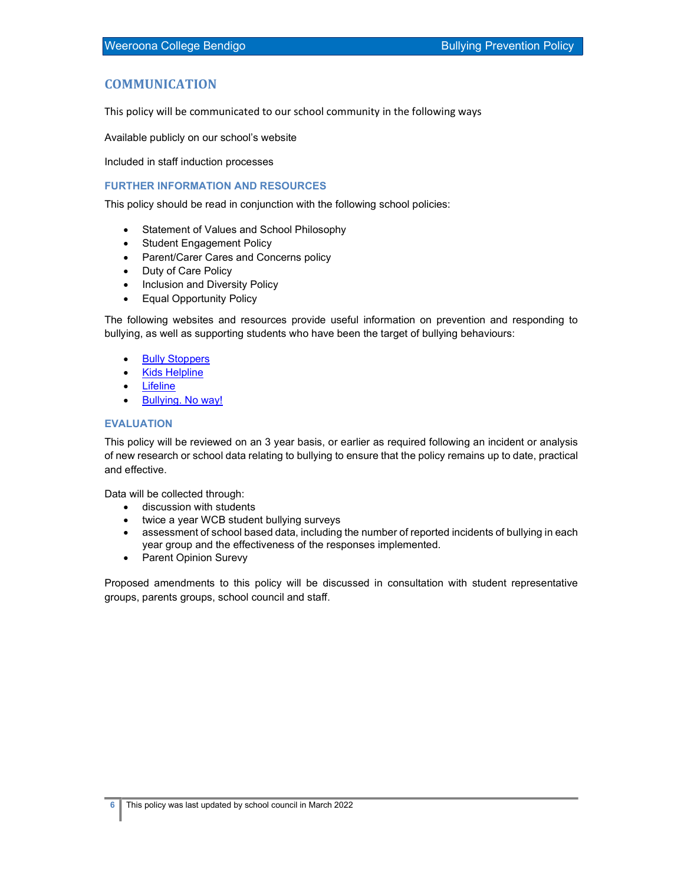## COMMUNICATION

This policy will be communicated to our school community in the following ways

Available publicly on our school's website

Included in staff induction processes

### FURTHER INFORMATION AND RESOURCES

This policy should be read in conjunction with the following school policies:

- Statement of Values and School Philosophy
- Student Engagement Policy
- Parent/Carer Cares and Concerns policy
- Duty of Care Policy
- Inclusion and Diversity Policy
- Equal Opportunity Policy

The following websites and resources provide useful information on prevention and responding to bullying, as well as supporting students who have been the target of bullying behaviours:

- Bully Stoppers
- Kids Helpline
- Lifeline
- Bullying. No way!

### EVALUATION

This policy will be reviewed on an 3 year basis, or earlier as required following an incident or analysis of new research or school data relating to bullying to ensure that the policy remains up to date, practical and effective.

Data will be collected through:

- discussion with students
- twice a year WCB student bullying surveys
- assessment of school based data, including the number of reported incidents of bullying in each year group and the effectiveness of the responses implemented.
- Parent Opinion Surevy

Proposed amendments to this policy will be discussed in consultation with student representative groups, parents groups, school council and staff.

This policy was last updated by school council in March 2022